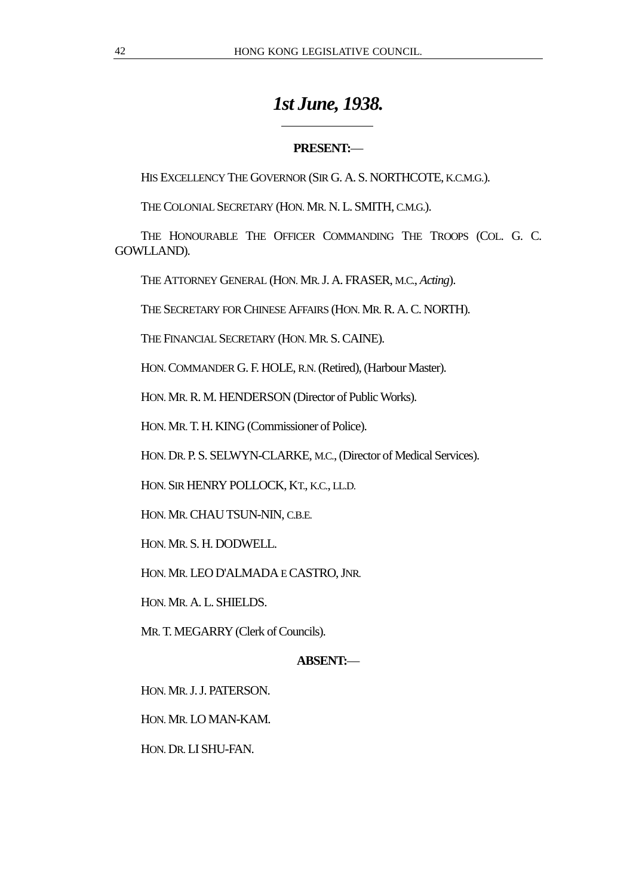# *1st June, 1938.*

**PRESENT:—**

HIS EXCELLENCY THE GOVERNOR (SIR G. A. S. NORTHCOTE, K.C.M.G.).

THE COLONIAL SECRETARY (HON. MR. N. L. SMITH, C.M.G.).

THE HONOURABLE THE OFFICER COMMANDING THE TROOPS (COL. G. C. GOWLLAND).

THE ATTORNEY GENERAL (HON. MR. J. A. FRASER, M.C., *Acting*).

THE SECRETARY FOR CHINESE AFFAIRS (HON. MR. R. A. C. NORTH).

THE FINANCIAL SECRETARY (HON. MR. S. CAINE).

HON. COMMANDER G. F. HOLE, R.N. (Retired), (Harbour Master).

HON. MR. R. M. HENDERSON (Director of Public Works).

HON. MR. T. H. KING (Commissioner of Police).

HON. DR. P. S. SELWYN-CLARKE, M.C., (Director of Medical Services).

HON. SIR HENRY POLLOCK, KT., K.C., LL.D.

HON. MR. CHAU TSUN-NIN, C.B.E.

HON. MR. S. H. DODWELL.

HON. MR. LEO D'ALMADA E CASTRO, JNR.

HON. MR. A. L. SHIELDS.

MR. T. MEGARRY (Clerk of Councils).

**ABSENT:—**

HON. MR. J. J. PATERSON.

HON. MR. LO MAN-KAM.

HON. DR. LI SHU-FAN.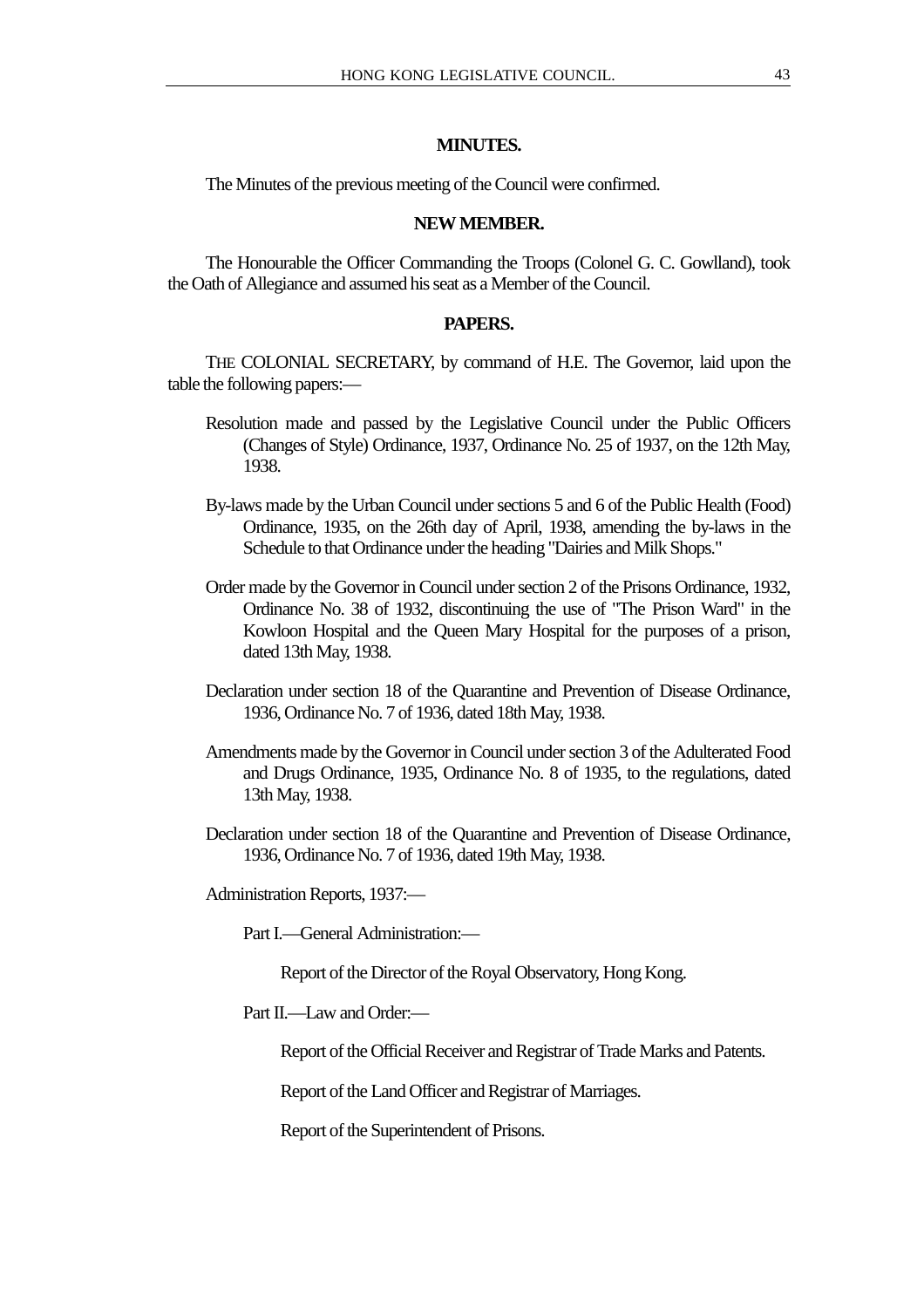## MINUTES.

The Minutes of the previous meeting of the Council were confirmed.

## NEW MEMBER.

The Honourable the Officer Commanding the Troops (Colonel G. C. Gowlland), took the Oath of Allegiance and assumed his seat as a Member of the Council.

## PAPERS.

THE COLONIAL SECRETARY, by command of H.E. The Governor, laid upon the table the following papers:—

Resolution made and passed by the Legislative Council under the Public Officers (Changes of Style) Ordinance, 1937, Ordinance No. 25 of 1937, on the 12th May, 1938.

By-laws made by the Urban Council under sections 5 and 6 of the Public Health (Food) Ordinance, 1935, on the 26th day of April, 1938, amending the by-laws in the Schedule to that Ordinance under the heading "Dairies and Milk Shops."

Order made by the Governor in Council under section 2 of the Prisons Ordinance, 1932, Ordinance No. 38 of 1932, discontinuing the use of "The Prison Ward" in the Kowloon Hospital and the Queen Mary Hospital for the purposes of a prison, dated 13th May, 1938.

Declaration under section 18 of the Quarantine and Prevention of Disease Ordinance, 1936, Ordinance No. 7 of 1936, dated 18th May, 1938.

Amendments made by the Governor in Council under section 3 of the Adulterated Food and Drugs Ordinance, 1935, Ordinance No. 8 of 1935, to the regulations, dated 13th May, 1938.

Declaration under section 18 of the Quarantine and Prevention of Disease Ordinance, 1936, Ordinance No. 7 of 1936, dated 19th May, 1938.

Administration Reports, 1937:—

Part I.—General Administration:—

Report of the Director of the Royal Observatory, Hong Kong.

Part II.—Law and Order:—

Report of the Official Receiver and Registrar of Trade Marks and Patents.

Report of the Land Officer and Registrar of Marriages.

Report of the Superintendent of Prisons.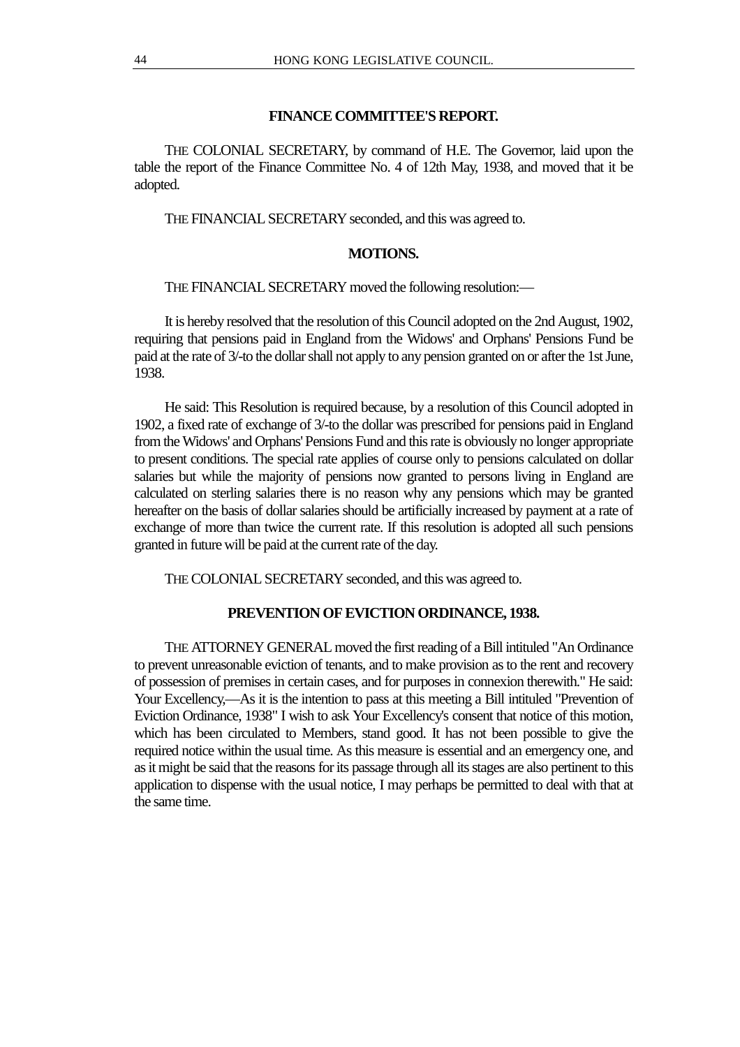## FINANCE COMMITTEE'S REPORT.

THE COLONIAL SECRETARY, by command of H.E. The Governor, laid upon the table the report of the Finance Committee No. 4 of 12th May, 1938, and moved that it be adopted.

THE FINANCIAL SECRETARY seconded, and this was agreed to.

## MOTIONS.

THE FINANCIAL SECRETARY moved the following resolution:—

It is hereby resolved that the resolution of this Council adopted on the 2nd August, 1902, requiring that pensions paid in England from the Widows' and Orphans' Pensions Fund be paid at the rate of 3/-to the dollar shall not apply to any pension granted on or after the 1st June, 1938.

He said: This Resolution is required because, by a resolution of this Council adopted in 1902, a fixed rate of exchange of 3/-to the dollar was prescribed for pensions paid in England from the Widows' and Orphans' Pensions Fund and this rate is obviously no longer appropriate to present conditions. The special rate applies of course only to pensions calculated on dollar salaries but while the majority of pensions now granted to persons living in England are calculated on sterling salaries there is no reason why any pensions which may be granted hereafter on the basis of dollar salaries should be artificially increased by payment at a rate of exchange of more than twice the current rate. If this resolution is adopted all such pensions granted in future will be paid at the current rate of the day.

THE COLONIAL SECRETARY seconded, and this was agreed to.

## PREVENTION OF EVICTION ORDINANCE, 1938.

THE ATTORNEY GENERAL moved the first reading of a Bill intituled "An Ordinance to prevent unreasonable eviction of tenants, and to make provision as to the rent and recovery of possession of premises in certain cases, and for purposes in connexion therewith." He said: Your Excellency,—As it is the intention to pass at this meeting a Bill intituled "Prevention of Eviction Ordinance, 1938" I wish to ask Your Excellency's consent that notice of this motion, which has been circulated to Members, stand good. It has not been possible to give the required notice within the usual time. As this measure is essential and an emergency one, and as it might be said that the reasons for its passage through all its stages are also pertinent to this application to dispense with the usual notice, I may perhaps be permitted to deal with that at the same time.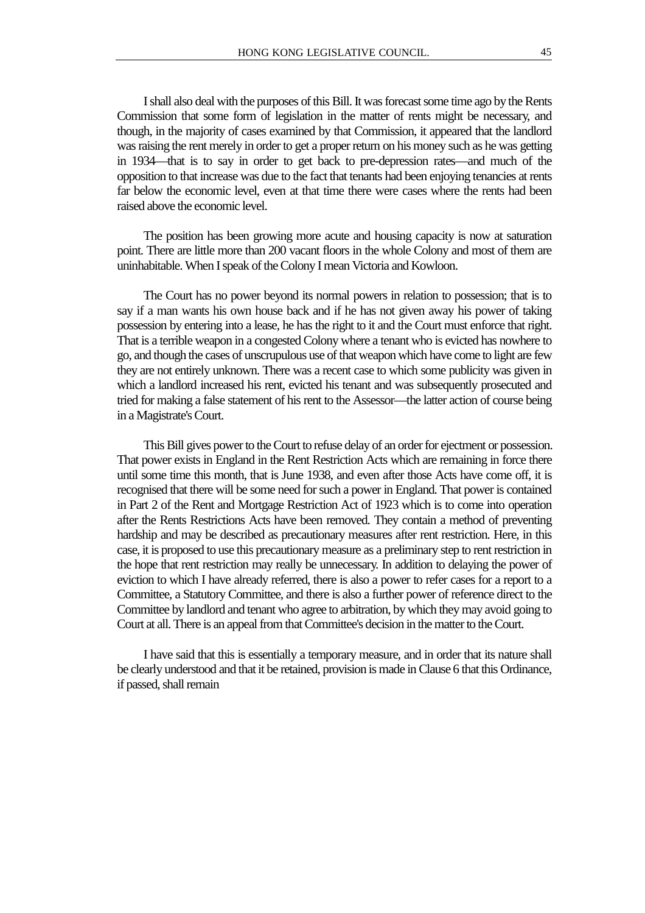I shall also deal with the purposes of this Bill. It was forecast some time ago by the Rents Commission that some form of legislation in the matter of rents might be necessary, and though, in the majority of cases examined by that Commission, it appeared that the landlord was raising the rent merely in order to get a proper return on his money such as he was getting in 1934—that is to say in order to get back to pre-depression rates—and much of the opposition to that increase was due to the fact that tenants had been enjoying tenancies at rents far below the economic level, even at that time there were cases where the rents had been raised above the economic level.

The position has been growing more acute and housing capacity is now at saturation point. There are little more than 200 vacant floors in the whole Colony and most of them are uninhabitable. When I speak of the Colony I mean Victoria and Kowloon.

The Court has no power beyond its normal powers in relation to possession; that is to say if a man wants his own house back and if he has not given away his power of taking possession by entering into a lease, he has the right to it and the Court must enforce that right. That is a terrible weapon in a congested Colony where a tenant who is evicted has nowhere to go, and though the cases of unscrupulous use of that weapon which have come to light are few they are not entirely unknown. There was a recent case to which some publicity was given in which a landlord increased his rent, evicted his tenant and was subsequently prosecuted and tried for making a false statement of his rent to the Assessor—the latter action of course being in a Magistrate's Court.

This Bill gives power to the Court to refuse delay of an order for ejectment or possession. That power exists in England in the Rent Restriction Acts which are remaining in force there until some time this month, that is June 1938, and even after those Acts have come off, it is recognised that there will be some need for such a power in England. That power is contained in Part 2 of the Rent and Mortgage Restriction Act of 1923 which is to come into operation after the Rents Restrictions Acts have been removed. They contain a method of preventing hardship and may be described as precautionary measures after rent restriction. Here, in this case, it is proposed to use this precautionary measure as a preliminary step to rent restriction in the hope that rent restriction may really be unnecessary. In addition to delaying the power of eviction to which I have already referred, there is also a power to refer cases for a report to a Committee, a Statutory Committee, and there is also a further power of reference direct to the Committee by landlord and tenant who agree to arbitration, by which they may avoid going to Court at all. There is an appeal from that Committee's decision in the matter to the Court.

I have said that this is essentially a temporary measure, and in order that its nature shall be clearly understood and that it be retained, provision is made in Clause 6 that this Ordinance, if passed, shall remain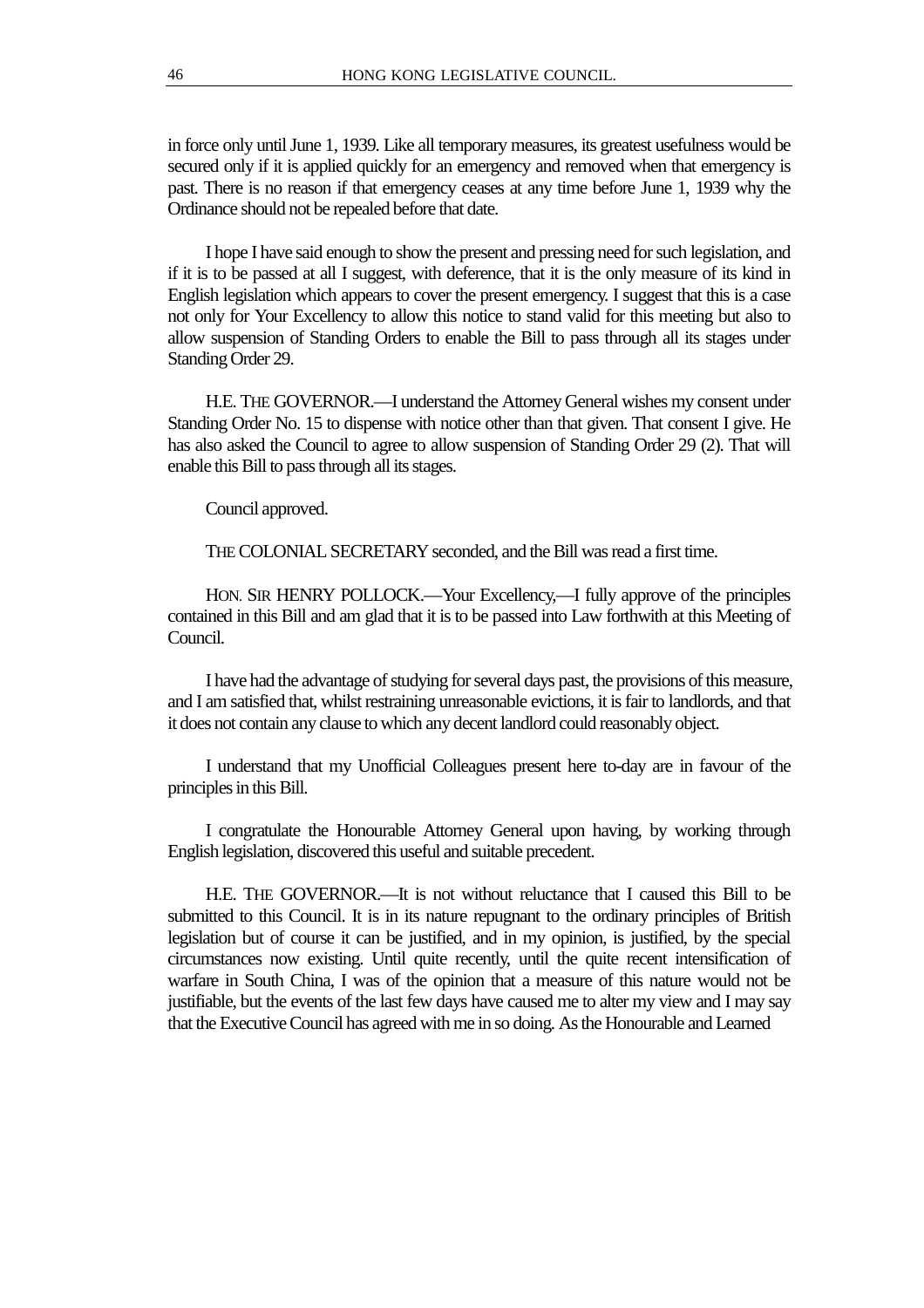in force only until June 1, 1939. Like all temporary measures, its greatest usefulness would be secured only if it is applied quickly for an emergency and removed when that emergency is past. There is no reason if that emergency ceases at any time before June 1, 1939 why the Ordinance should not be repealed before that date.

I hope I have said enough to show the present and pressing need for such legislation, and if it is to be passed at all I suggest, with deference, that it is the only measure of its kind in English legislation which appears to cover the present emergency. I suggest that this is a case not only for Your Excellency to allow this notice to stand valid for this meeting but also to allow suspension of Standing Orders to enable the Bill to pass through all its stages under Standing Order 29.

H.E. THE GOVERNOR.—I understand the Attorney General wishes my consent under Standing Order No. 15 to dispense with notice other than that given. That consent I give. He has also asked the Council to agree to allow suspension of Standing Order 29 (2). That will enable this Bill to pass through all its stages.

Council approved.

THE COLONIAL SECRETARY seconded, and the Bill was read a first time.

HON. SIR HENRY POLLOCK.—Your Excellency,—I fully approve of the principles contained in this Bill and am glad that it is to be passed into Law forthwith at this Meeting of Council.

I have had the advantage of studying for several days past, the provisions of this measure, and I am satisfied that, whilst restraining unreasonable evictions, it is fair to landlords, and that it does not contain any clause to which any decent landlord could reasonably object.

I understand that my Unofficial Colleagues present here to-day are in favour of the principles in this Bill.

I congratulate the Honourable Attorney General upon having, by working through English legislation, discovered this useful and suitable precedent.

H.E. THE GOVERNOR.—It is not without reluctance that I caused this Bill to be submitted to this Council. It is in its nature repugnant to the ordinary principles of British legislation but of course it can be justified, and in my opinion, is justified, by the special circumstances now existing. Until quite recently, until the quite recent intensification of warfare in South China, I was of the opinion that a measure of this nature would not be justifiable, but the events of the last few days have caused me to alter my view and I may say that the Executive Council has agreed with me in so doing. As the Honourable and Learned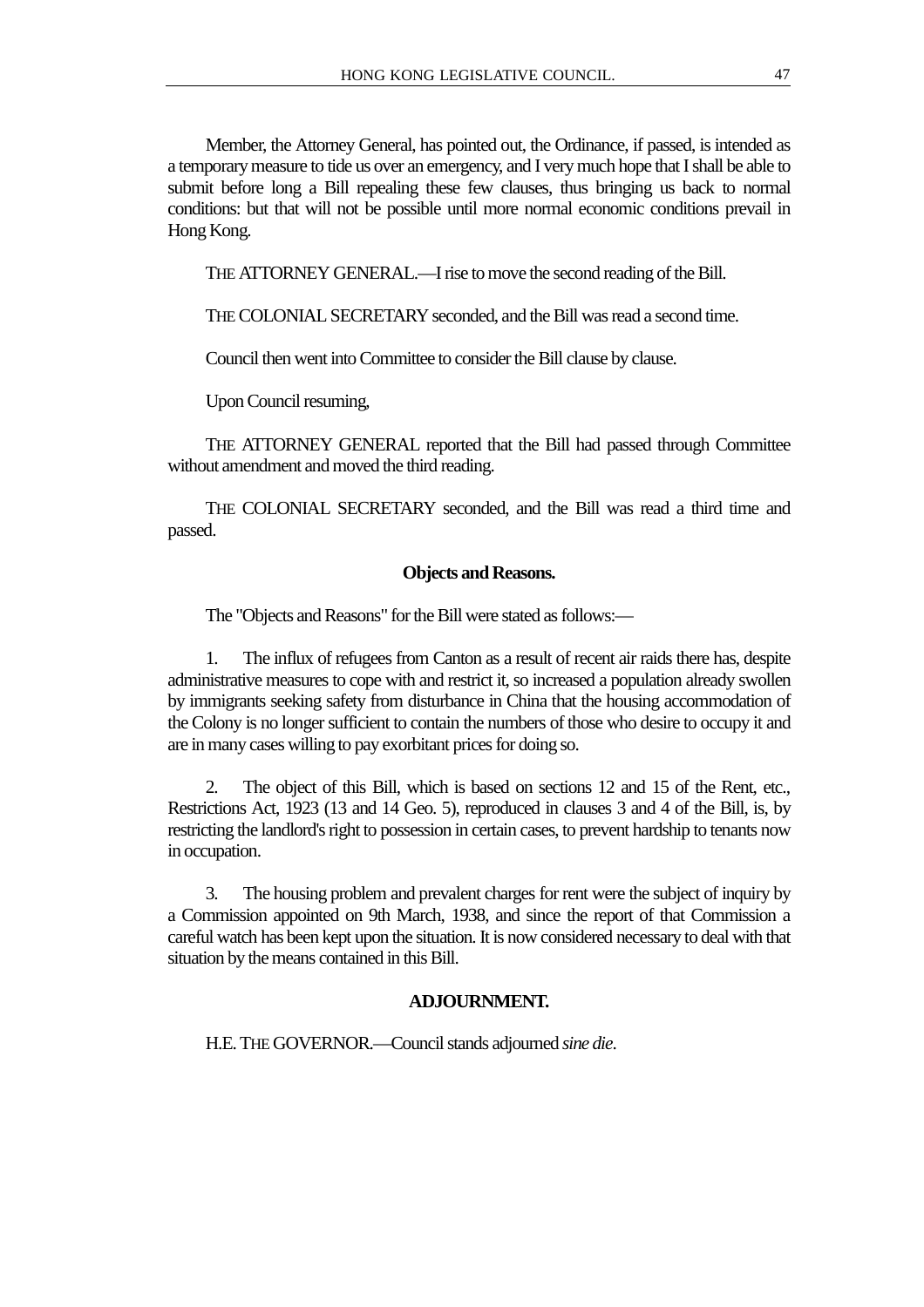Member, the Attorney General, has pointed out, the Ordinance, if passed, is intended as a temporary measure to tide us over an emergency, and I very much hope that I shall be able to submit before long a Bill repealing these few clauses, thus bringing us back to normal conditions: but that will not be possible until more normal economic conditions prevail in Hong Kong.

THE ATTORNEY GENERAL.—I rise to move the second reading of the Bill.

THE COLONIAL SECRETARY seconded, and the Bill was read a second time.

Council then went into Committee to consider the Bill clause by clause.

Upon Council resuming,

THE ATTORNEY GENERAL reported that the Bill had passed through Committee without amendment and moved the third reading.

THE COLONIAL SECRETARY seconded, and the Bill was read a third time and passed.

**Objects and Reasons.**

The "Objects and Reasons" for the Bill were stated as follows:—

1. The influx of refugees from Canton as a result of recent air raids there has, despite administrative measures to cope with and restrict it, so increased a population already swollen by immigrants seeking safety from disturbance in China that the housing accommodation of the Colony is no longer sufficient to contain the numbers of those who desire to occupy it and are in many cases willing to pay exorbitant prices for doing so.

2. The object of this Bill, which is based on sections 12 and 15 of the Rent, etc., Restrictions Act, 1923 (13 and 14 Geo. 5), reproduced in clauses 3 and 4 of the Bill, is, by restricting the landlord's right to possession in certain cases, to prevent hardship to tenants now in occupation.

3. The housing problem and prevalent charges for rent were the subject of inquiry by a Commission appointed on 9th March, 1938, and since the report of that Commission a careful watch has been kept upon the situation. It is now considered necessary to deal with that situation by the means contained in this Bill.

**ADJOURNMENT.**

H.E. THE GOVERNOR.—Council stands adjourned *sine die*.